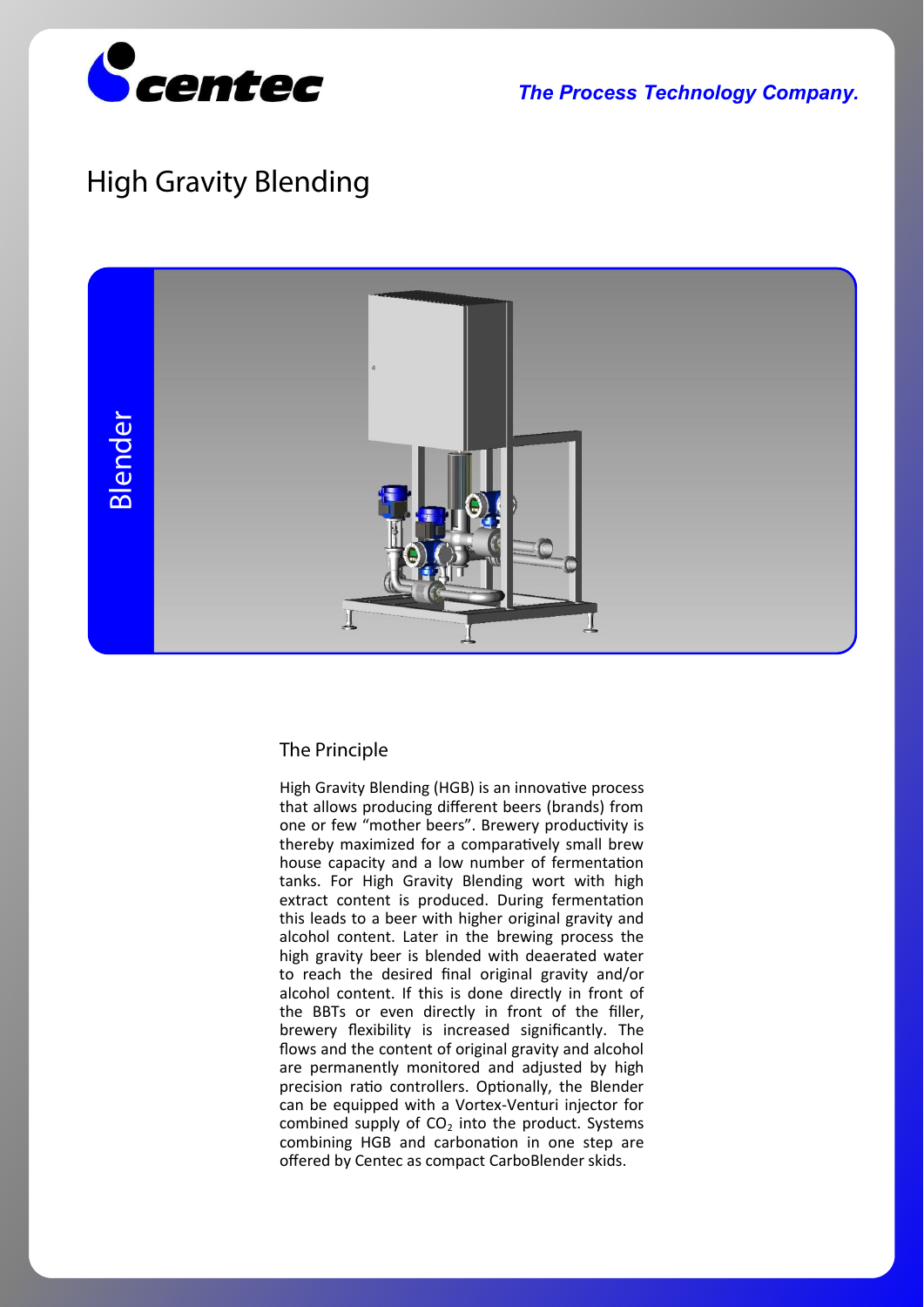# High Gravity Blending

Blender

## The Principle

High Gravity Blending (HGB) is an innovative process that allows producing different beers (brands) from one or few "mother beers". Brewery productivity is thereby maximized for a comparatively small brew house capacity and a low number of fermentation tanks. For High Gravity Blending wort with high extract content is produced. During fermentation this leads to a beer with higher original gravity and alcohol content. Later in the brewing process the high gravity beer is blended with deaerated water to reach the desired final original gravity and/or alcohol content. If this is done directly in front of the BBTs or even directly in front of the filler, brewery flexibility is increased significantly. The flows and the content of original gravity and alcohol are permanently monitored and adjusted by high precision ratio controllers. Optionally, the Blender can be equipped with a Vortex-Venturi injector for combined supply of $CO_2$ into the product. Systems combining HGB and carbonation in one step are offered by Centec as compact CarboBlender skids.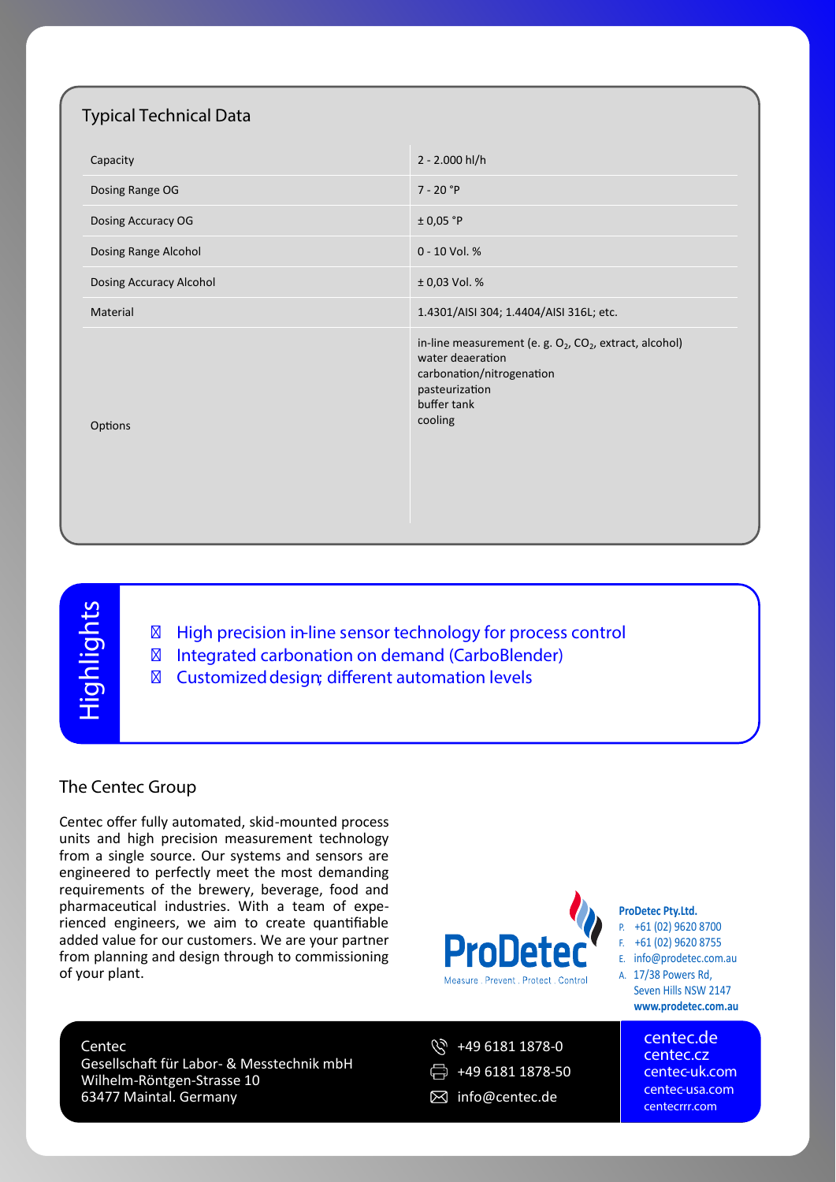## Typical Technical Data

| | |
|---|---|
| Capacity | 2 - 2.000 hl/h |
| Dosing Range OG | 7 - 20 °P |
| Dosing Accuracy OG | ± 0,05 °P |
| Dosing Range Alcohol | 0 - 10 Vol. % |
| Dosing Accuracy Alcohol | ± 0,03 Vol. % |
| Material | 1.4301/AISI 304; 1.4404/AISI 316L; etc. |
| Options | in-line measurement (e. g. $O_2$, $CO_2$, extract, alcohol)<br>water deaeration<br>carbonation/nitrogenation<br>pasteurization<br>buffer tank<br>cooling |

## Highlights

- High precision in-line sensor technology for process control
- Integrated carbonation on demand (CarboBlender)
- Customized design, different automation levels

## The Centec Group

Centec offer fully automated, skid-mounted process units and high precision measurement technology from a single source. Our systems and sensors are engineered to perfectly meet the most demanding requirements of the brewery, beverage, food and pharmaceutical industries. With a team of experienced engineers, we aim to create quantifiable added value for our customers. We are your partner from planning and design through to commissioning of your plant.

ProDetec
Measure . Prevent . Protect . Control

**ProDetec Pty.Ltd.**
P. +61 (02) 9620 8700
F. +61 (02) 9620 8755
E. info@prodetec.com.au
A. 17/38 Powers Rd, Seven Hills NSW 2147
**www.prodetec.com.au**

Centec
Gesellschaft für Labor- & Messtechnik mbH
Wilhelm-Röntgen-Strasse 10
63477 Maintal. Germany

+49 6181 1878-0
+49 6181 1878-50
info@centec.de

centec.de
centec.cz
centec-uk.com
centec-usa.com
centecrrr.com